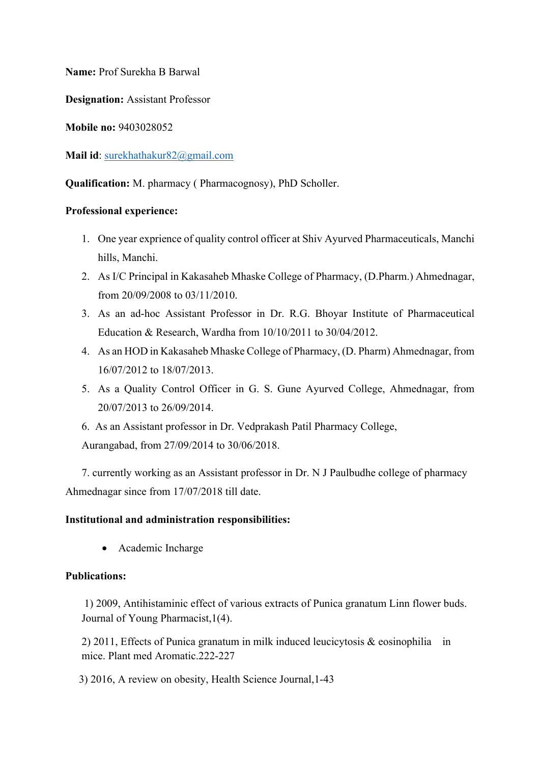**Name:** Prof Surekha B Barwal

**Designation:** Assistant Professor

**Mobile no:** 9403028052

**Mail id**: surekhathakur82@gmail.com

**Qualification:** M. pharmacy ( Pharmacognosy), PhD Scholler.

**Professional experience:**

1. One year exprience of quality control officer at Shiv Ayurved Pharmaceuticals, Manchi hills, Manchi.
2. As I/C Principal in Kakasaheb Mhaske College of Pharmacy, (D.Pharm.) Ahmednagar, from 20/09/2008 to 03/11/2010.
3. As an ad-hoc Assistant Professor in Dr. R.G. Bhoyar Institute of Pharmaceutical Education & Research, Wardha from 10/10/2011 to 30/04/2012.
4. As an HOD in Kakasaheb Mhaske College of Pharmacy, (D. Pharm) Ahmednagar, from 16/07/2012 to 18/07/2013.
5. As a Quality Control Officer in G. S. Gune Ayurved College, Ahmednagar, from 20/07/2013 to 26/09/2014.
6. As an Assistant professor in Dr. Vedprakash Patil Pharmacy College, Aurangabad, from 27/09/2014 to 30/06/2018.
7. currently working as an Assistant professor in Dr. N J Paulbudhe college of pharmacy Ahmednagar since from 17/07/2018 till date.

**Institutional and administration responsibilities:**

- Academic Incharge

**Publications:**

1) 2009, Antihistaminic effect of various extracts of Punica granatum Linn flower buds. Journal of Young Pharmacist,1(4).

2) 2011, Effects of Punica granatum in milk induced leucicytosis & eosinophilia in mice. Plant med Aromatic.222-227

3) 2016, A review on obesity, Health Science Journal,1-43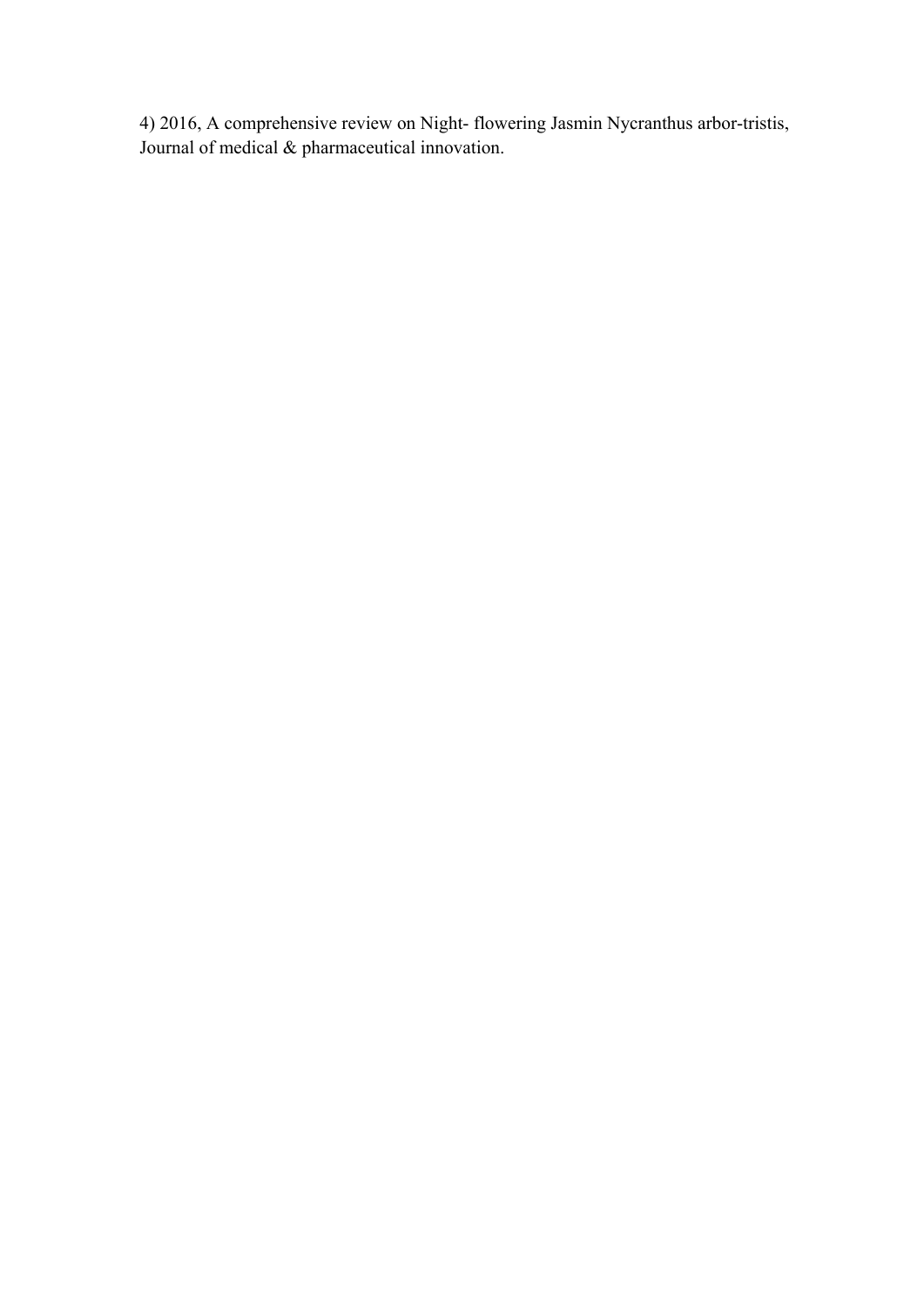4) 2016, A comprehensive review on Night- flowering Jasmin Nycranthus arbor-tristis, Journal of medical & pharmaceutical innovation.